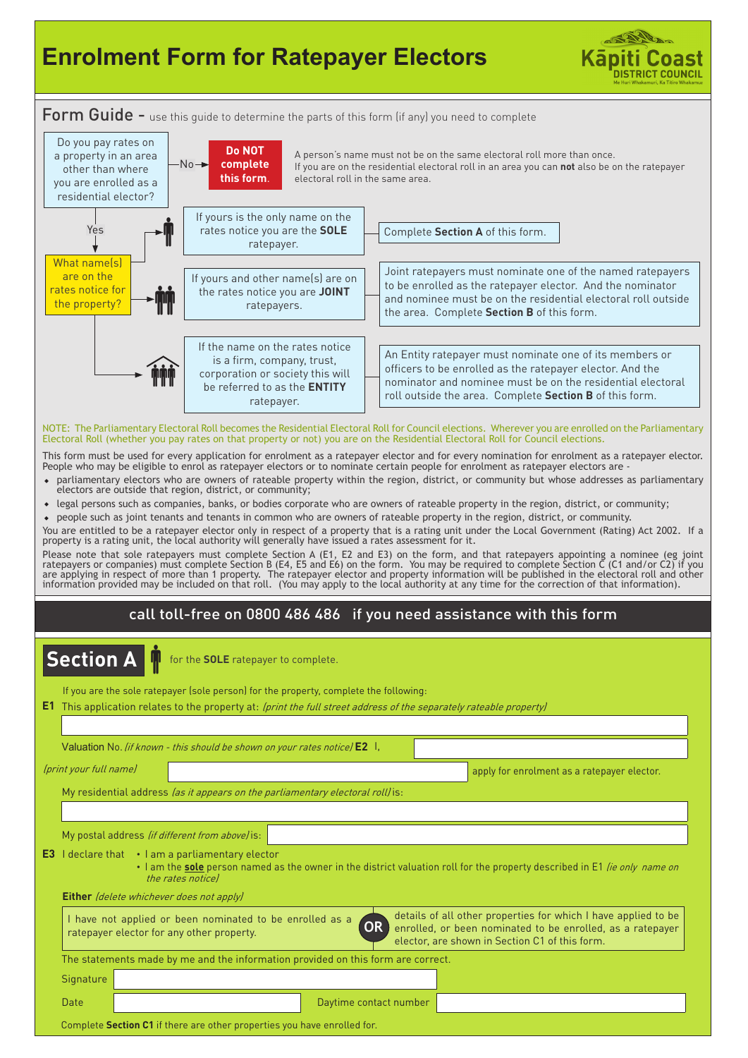# Enrolment Form for Ratepayer Electors

Kāpiti Coast DISTRICT COUNCIL
Me Huri Whakamuri, Ka Titiro Whakamua

## Form Guide - use this guide to determine the parts of this form (if any) you need to complete

Do you pay rates on a property in an area other than where you are enrolled as a residential elector?

No → **Do NOT complete this form.** A person's name must not be on the same electoral roll more than once. If you are on the residential electoral roll in an area you can **not** also be on the ratepayer electoral roll in the same area.

Yes → What name(s) are on the rates notice for the property?

- If yours is the only name on the rates notice you are the **SOLE** ratepayer. → Complete **Section A** of this form.
- If yours and other name(s) are on the rates notice you are **JOINT** ratepayers. → Joint ratepayers must nominate one of the named ratepayers to be enrolled as the ratepayer elector. And the nominator and nominee must be on the residential electoral roll outside the area. Complete **Section B** of this form.
- If the name on the rates notice is a firm, company, trust, corporation or society this will be referred to as the **ENTITY** ratepayer. → An Entity ratepayer must nominate one of its members or officers to be enrolled as the ratepayer elector. And the nominator and nominee must be on the residential electoral roll outside the area. Complete **Section B** of this form.

NOTE: The Parliamentary Electoral Roll becomes the Residential Electoral Roll for Council elections. Wherever you are enrolled on the Parliamentary Electoral Roll (whether you pay rates on that property or not) you are on the Residential Electoral Roll for Council elections.

This form must be used for every application for enrolment as a ratepayer elector and for every nomination for enrolment as a ratepayer elector. People who may be eligible to enrol as ratepayer electors or to nominate certain people for enrolment as ratepayer electors are -

- parliamentary electors who are owners of rateable property within the region, district, or community but whose addresses as parliamentary electors are outside that region, district, or community;
- legal persons such as companies, banks, or bodies corporate who are owners of rateable property in the region, district, or community;
- people such as joint tenants and tenants in common who are owners of rateable property in the region, district, or community.

You are entitled to be a ratepayer elector only in respect of a property that is a rating unit under the Local Government (Rating) Act 2002. If a property is a rating unit, the local authority will generally have issued a rates assessment for it.

Please note that sole ratepayers must complete Section A (E1, E2 and E3) on the form, and that ratepayers appointing a nominee (eg joint ratepayers or companies) must complete Section B (E4, E5 and E6) on the form. You may be required to complete Section C (C1 and/or C2) if you are applying in respect of more than 1 property. The ratepayer elector and property information will be published in the electoral roll and other information provided may be included on that roll. (You may apply to the local authority at any time for the correction of that information).

**call toll-free on 0800 486 486 if you need assistance with this form**

## Section A

for the **SOLE** ratepayer to complete.

If you are the sole ratepayer (sole person) for the property, complete the following:

**E1** This application relates to the property at: *(print the full street address of the separately rateable property)*

\_\_\_\_\_\_\_\_\_\_\_\_\_\_\_\_\_\_\_\_

Valuation No. *(if known - this should be shown on your rates notice)* **E2** I, \_\_\_\_\_\_\_\_\_\_

*(print your full name)* \_\_\_\_\_\_\_\_\_\_ apply for enrolment as a ratepayer elector.

My residential address *(as it appears on the parliamentary electoral roll)* is:

\_\_\_\_\_\_\_\_\_\_\_\_\_\_\_\_\_\_\_\_

My postal address *(if different from above)* is: \_\_\_\_\_\_\_\_\_\_

**E3** I declare that
- I am a parliamentary elector
- I am the **sole** person named as the owner in the district valuation roll for the property described in E1 *(ie only name on the rates notice)*

**Either** *(delete whichever does not apply)*

I have not applied or been nominated to be enrolled as a ratepayer elector for any other property.

**OR**

details of all other properties for which I have applied to be enrolled, or been nominated to be enrolled, as a ratepayer elector, are shown in Section C1 of this form.

The statements made by me and the information provided on this form are correct.

Signature \_\_\_\_\_\_\_\_\_\_

Date \_\_\_\_\_\_\_\_\_\_ Daytime contact number \_\_\_\_\_\_\_\_\_\_

Complete **Section C1** if there are other properties you have enrolled for.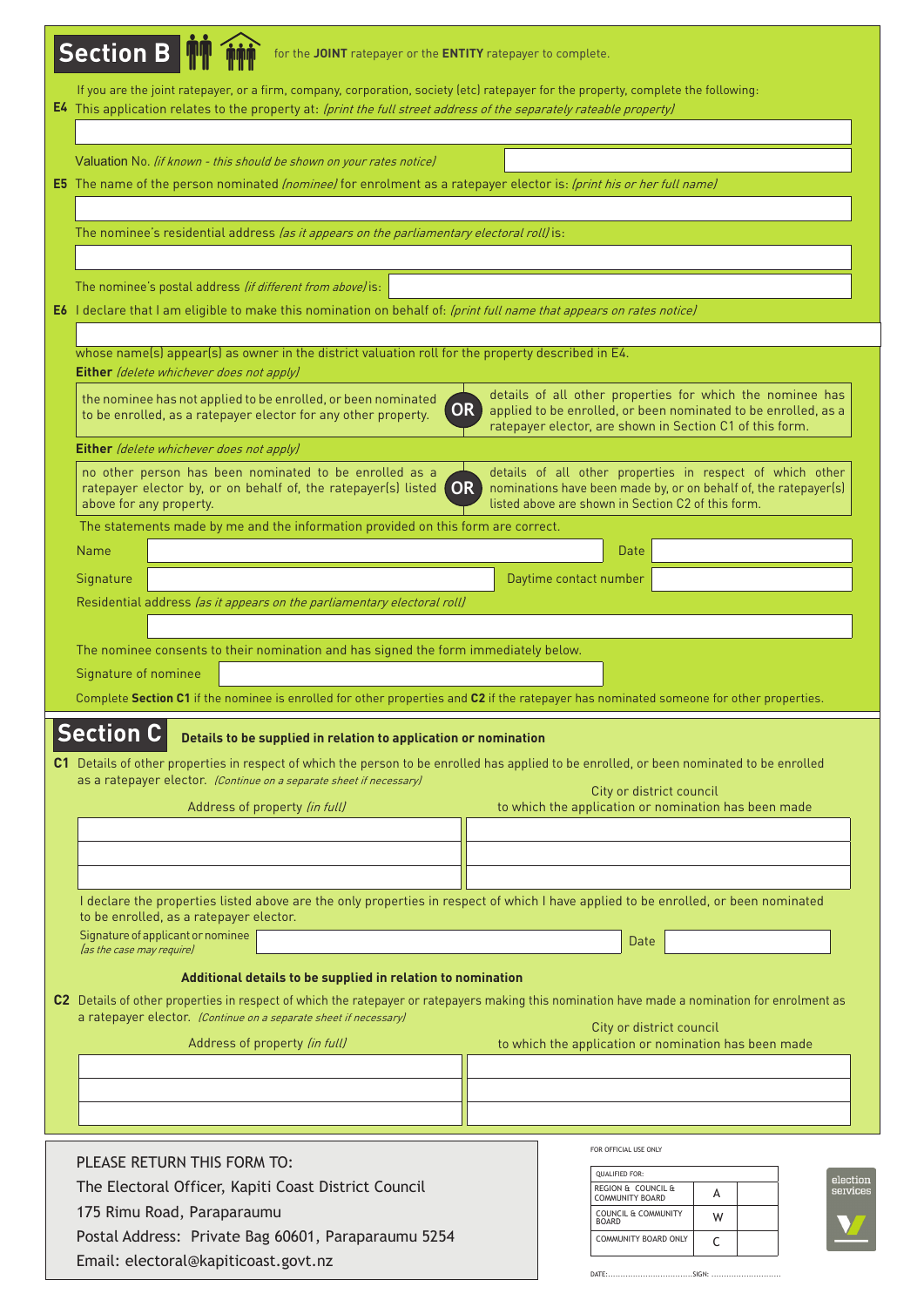## Section B

for the **JOINT** ratepayer or the **ENTITY** ratepayer to complete.

If you are the joint ratepayer, or a firm, company, corporation, society (etc) ratepayer for the property, complete the following:

**E4** This application relates to the property at: *(print the full street address of the separately rateable property)*

Valuation No. *(if known - this should be shown on your rates notice)*

**E5** The name of the person nominated *(nominee)* for enrolment as a ratepayer elector is: *(print his or her full name)*

The nominee's residential address *(as it appears on the parliamentary electoral roll)* is:

The nominee's postal address *(if different from above)* is:

**E6** I declare that I am eligible to make this nomination on behalf of: *(print full name that appears on rates notice)*

whose name(s) appear(s) as owner in the district valuation roll for the property described in E4.

**Either** *(delete whichever does not apply)*

the nominee has not applied to be enrolled, or been nominated to be enrolled, as a ratepayer elector for any other property. **OR** details of all other properties for which the nominee has applied to be enrolled, or been nominated to be enrolled, as a ratepayer elector, are shown in Section C1 of this form.

**Either** *(delete whichever does not apply)*

no other person has been nominated to be enrolled as a ratepayer elector by, or on behalf of, the ratepayer(s) listed above for any property. **OR** details of all other properties in respect of which other nominations have been made by, or on behalf of, the ratepayer(s) listed above are shown in Section C2 of this form.

The statements made by me and the information provided on this form are correct.

Name &emsp; Date

Signature &emsp; Daytime contact number

Residential address *(as it appears on the parliamentary electoral roll)*

The nominee consents to their nomination and has signed the form immediately below.

Signature of nominee

Complete **Section C1** if the nominee is enrolled for other properties and **C2** if the ratepayer has nominated someone for other properties.

## Section C

**Details to be supplied in relation to application or nomination**

**C1** Details of other properties in respect of which the person to be enrolled has applied to be enrolled, or been nominated to be enrolled as a ratepayer elector. *(Continue on a separate sheet if necessary)*

| Address of property *(in full)* | City or district council to which the application or nomination has been made |
|---|---|
| | |
| | |
| | |

I declare the properties listed above are the only properties in respect of which I have applied to be enrolled, or been nominated to be enrolled, as a ratepayer elector.

Signature of applicant or nominee *(as the case may require)* &emsp; Date

**Additional details to be supplied in relation to nomination**

**C2** Details of other properties in respect of which the ratepayer or ratepayers making this nomination have made a nomination for enrolment as a ratepayer elector. *(Continue on a separate sheet if necessary)*

| Address of property *(in full)* | City or district council to which the application or nomination has been made |
|---|---|
| | |
| | |
| | |

PLEASE RETURN THIS FORM TO:

The Electoral Officer, Kapiti Coast District Council

175 Rimu Road, Paraparaumu

Postal Address: Private Bag 60601, Paraparaumu 5254

Email: electoral@kapiticoast.govt.nz

FOR OFFICIAL USE ONLY

| QUALIFIED FOR: | | |
|---|---|---|
| REGION & COUNCIL & COMMUNITY BOARD | A | |
| COUNCIL & COMMUNITY BOARD | W | |
| COMMUNITY BOARD ONLY | C | |

DATE:................................SIGN: ..........................

election services